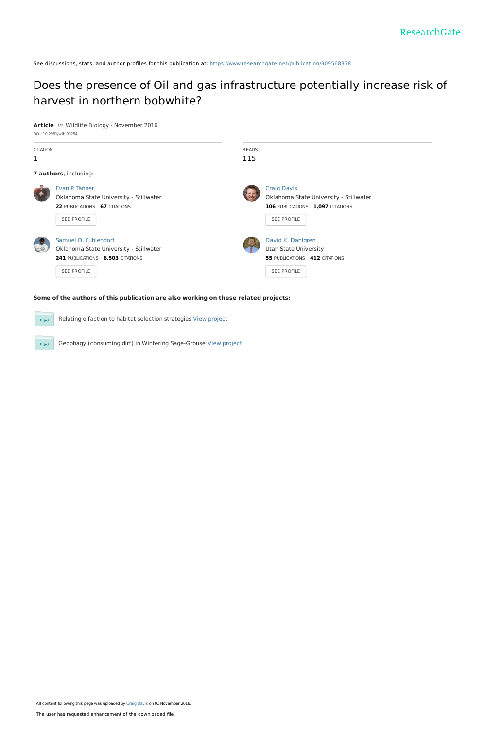ResearchGate

See discussions, stats, and author profiles for this publication at: https://www.researchgate.net/publication/309568378

# Does the presence of Oil and gas infrastructure potentially increase risk of harvest in northern bobwhite?

**Article** *in* Wildlife Biology · November 2016

DOI: 10.2981/wlb.00254

| CITATION | READS |
|---|---|
| 1 | 115 |

**7 authors**, including:

**Evan P. Tanner**
Oklahoma State University - Stillwater
**22** PUBLICATIONS **67** CITATIONS
SEE PROFILE

**Craig Davis**
Oklahoma State University - Stillwater
**106** PUBLICATIONS **1,097** CITATIONS
SEE PROFILE

**Samuel D. Fuhlendorf**
Oklahoma State University - Stillwater
**241** PUBLICATIONS **6,503** CITATIONS
SEE PROFILE

**David K. Dahlgren**
Utah State University
**55** PUBLICATIONS **412** CITATIONS
SEE PROFILE

**Some of the authors of this publication are also working on these related projects:**

Relating olfaction to habitat selection strategies View project

Geophagy (consuming dirt) in Wintering Sage-Grouse View project

All content following this page was uploaded by Craig Davis on 01 November 2016.

The user has requested enhancement of the downloaded file.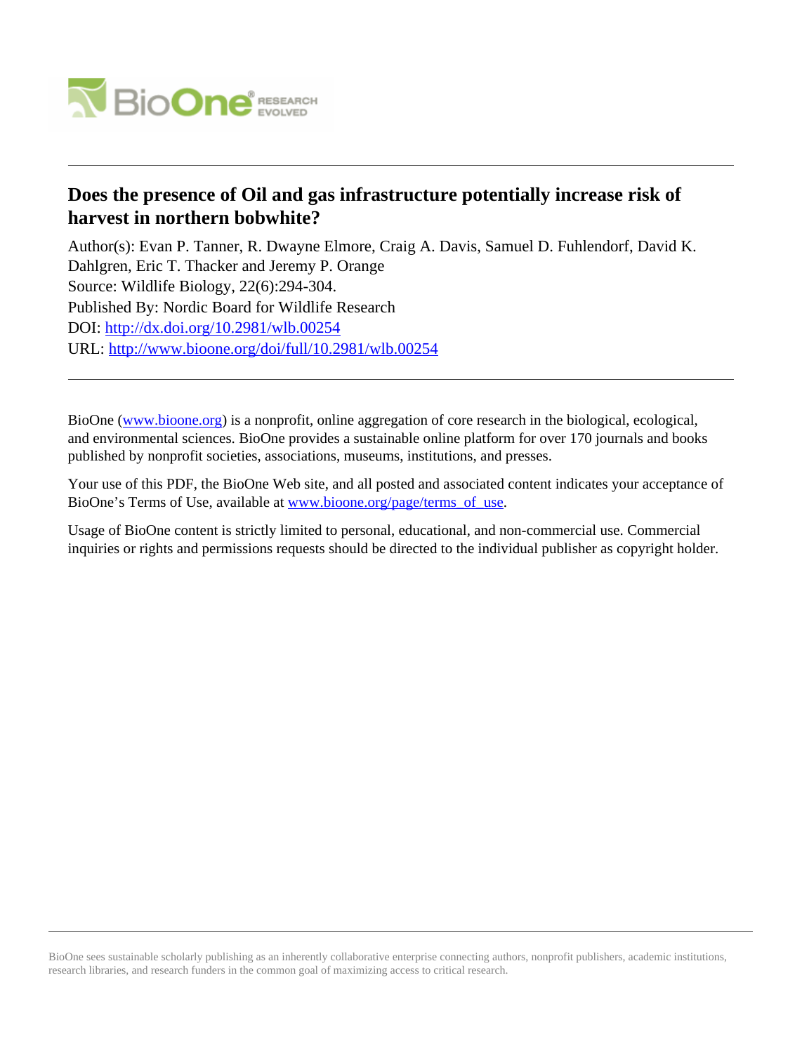# Does the presence of Oil and gas infrastructure potentially increase risk of harvest in northern bobwhite?

Author(s): Evan P. Tanner, R. Dwayne Elmore, Craig A. Davis, Samuel D. Fuhlendorf, David K. Dahlgren, Eric T. Thacker and Jeremy P. Orange

Source: Wildlife Biology, 22(6):294-304.

Published By: Nordic Board for Wildlife Research

DOI: http://dx.doi.org/10.2981/wlb.00254

URL: http://www.bioone.org/doi/full/10.2981/wlb.00254

---

BioOne (www.bioone.org) is a nonprofit, online aggregation of core research in the biological, ecological, and environmental sciences. BioOne provides a sustainable online platform for over 170 journals and books published by nonprofit societies, associations, museums, institutions, and presses.

Your use of this PDF, the BioOne Web site, and all posted and associated content indicates your acceptance of BioOne's Terms of Use, available at www.bioone.org/page/terms_of_use.

Usage of BioOne content is strictly limited to personal, educational, and non-commercial use. Commercial inquiries or rights and permissions requests should be directed to the individual publisher as copyright holder.

---

BioOne sees sustainable scholarly publishing as an inherently collaborative enterprise connecting authors, nonprofit publishers, academic institutions, research libraries, and research funders in the common goal of maximizing access to critical research.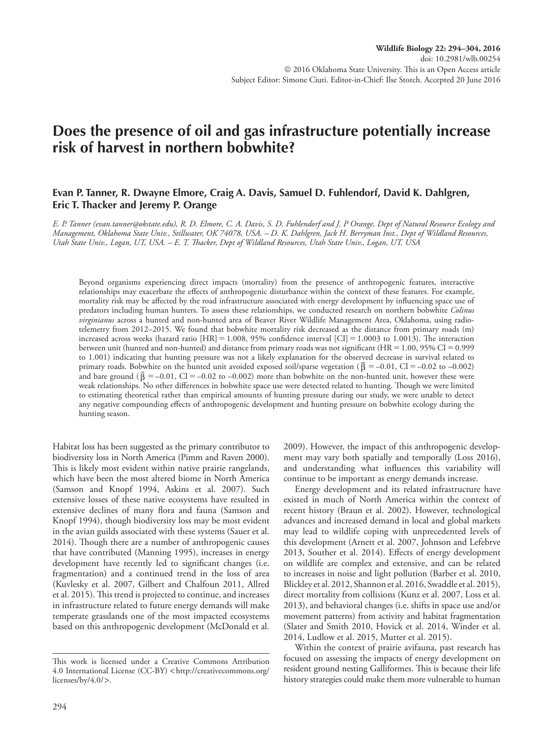Wildlife Biology 22: 294–304, 2016
doi: 10.2981/wlb.00254
© 2016 Oklahoma State University. This is an Open Access article
Subject Editor: Simone Ciuti. Editor-in-Chief: Ilse Storch. Accepted 20 June 2016

# Does the presence of oil and gas infrastructure potentially increase risk of harvest in northern bobwhite?

**Evan P. Tanner, R. Dwayne Elmore, Craig A. Davis, Samuel D. Fuhlendorf, David K. Dahlgren, Eric T. Thacker and Jeremy P. Orange**

*E. P. Tanner (evan.tanner@okstate.edu), R. D. Elmore, C. A. Davis, S. D. Fuhlendorf and J. P Orange, Dept of Natural Resource Ecology and Management, Oklahoma State Univ., Stillwater, OK 74078, USA. – D. K. Dahlgren, Jack H. Berryman Inst., Dept of Wildland Resources, Utah State Univ., Logan, UT, USA. – E. T. Thacker, Dept of Wildland Resources, Utah State Univ., Logan, UT, USA*

Beyond organisms experiencing direct impacts (mortality) from the presence of anthropogenic features, interactive relationships may exacerbate the effects of anthropogenic disturbance within the context of these features. For example, mortality risk may be affected by the road infrastructure associated with energy development by influencing space use of predators including human hunters. To assess these relationships, we conducted research on northern bobwhite *Colinus virginianus* across a hunted and non-hunted area of Beaver River Wildlife Management Area, Oklahoma, using radio-telemetry from 2012–2015. We found that bobwhite mortality risk decreased as the distance from primary roads (m) increased across weeks (hazard ratio [HR] = 1.008, 95% confidence interval [CI] = 1.0003 to 1.0013). The interaction between unit (hunted and non-hunted) and distance from primary roads was not significant (HR = 1.00, 95% CI = 0.999 to 1.001) indicating that hunting pressure was not a likely explanation for the observed decrease in survival related to primary roads. Bobwhite on the hunted unit avoided exposed soil/sparse vegetation ($\bar{\beta} = -0.01$, CI = –0.02 to –0.002) and bare ground ($\bar{\beta} = -0.01$, CI = –0.02 to –0.002) more than bobwhite on the non-hunted unit, however these were weak relationships. No other differences in bobwhite space use were detected related to hunting. Though we were limited to estimating theoretical rather than empirical amounts of hunting pressure during our study, we were unable to detect any negative compounding effects of anthropogenic development and hunting pressure on bobwhite ecology during the hunting season.

Habitat loss has been suggested as the primary contributor to biodiversity loss in North America (Pimm and Raven 2000). This is likely most evident within native prairie rangelands, which have been the most altered biome in North America (Samson and Knopf 1994, Askins et al. 2007). Such extensive losses of these native ecosystems have resulted in extensive declines of many flora and fauna (Samson and Knopf 1994), though biodiversity loss may be most evident in the avian guilds associated with these systems (Sauer et al. 2014). Though there are a number of anthropogenic causes that have contributed (Manning 1995), increases in energy development have recently led to significant changes (i.e. fragmentation) and a continued trend in the loss of area (Kuvlesky et al. 2007, Gilbert and Chalfoun 2011, Allred et al. 2015). This trend is projected to continue, and increases in infrastructure related to future energy demands will make temperate grasslands one of the most impacted ecosystems based on this anthropogenic development (McDonald et al. 2009). However, the impact of this anthropogenic development may vary both spatially and temporally (Loss 2016), and understanding what influences this variability will continue to be important as energy demands increase.

Energy development and its related infrastructure have existed in much of North America within the context of recent history (Braun et al. 2002). However, technological advances and increased demand in local and global markets may lead to wildlife coping with unprecedented levels of this development (Arnett et al. 2007, Johnson and Lefebrve 2013, Souther et al. 2014). Effects of energy development on wildlife are complex and extensive, and can be related to increases in noise and light pollution (Barber et al. 2010, Blickley et al. 2012, Shannon et al. 2016, Swaddle et al. 2015), direct mortality from collisions (Kunz et al. 2007, Loss et al. 2013), and behavioral changes (i.e. shifts in space use and/or movement patterns) from activity and habitat fragmentation (Slater and Smith 2010, Hovick et al. 2014, Winder et al. 2014, Ludlow et al. 2015, Mutter et al. 2015).

Within the context of prairie avifauna, past research has focused on assessing the impacts of energy development on resident ground nesting Galliformes. This is because their life history strategies could make them more vulnerable to human

This work is licensed under a Creative Commons Attribution 4.0 International License (CC-BY) <http://creativecommons.org/licenses/by/4.0/>.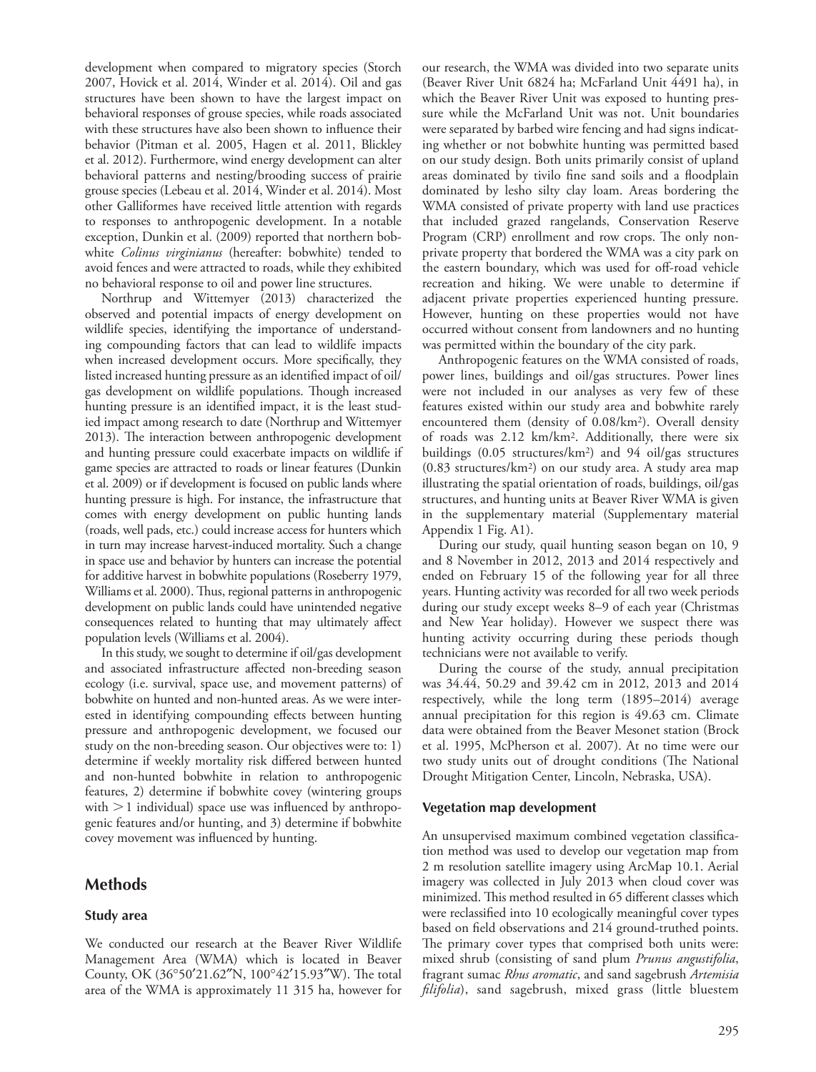development when compared to migratory species (Storch 2007, Hovick et al. 2014, Winder et al. 2014). Oil and gas structures have been shown to have the largest impact on behavioral responses of grouse species, while roads associated with these structures have also been shown to influence their behavior (Pitman et al. 2005, Hagen et al. 2011, Blickley et al. 2012). Furthermore, wind energy development can alter behavioral patterns and nesting/brooding success of prairie grouse species (Lebeau et al. 2014, Winder et al. 2014). Most other Galliformes have received little attention with regards to responses to anthropogenic development. In a notable exception, Dunkin et al. (2009) reported that northern bobwhite *Colinus virginianus* (hereafter: bobwhite) tended to avoid fences and were attracted to roads, while they exhibited no behavioral response to oil and power line structures.

Northrup and Wittemyer (2013) characterized the observed and potential impacts of energy development on wildlife species, identifying the importance of understanding compounding factors that can lead to wildlife impacts when increased development occurs. More specifically, they listed increased hunting pressure as an identified impact of oil/gas development on wildlife populations. Though increased hunting pressure is an identified impact, it is the least studied impact among research to date (Northrup and Wittemyer 2013). The interaction between anthropogenic development and hunting pressure could exacerbate impacts on wildlife if game species are attracted to roads or linear features (Dunkin et al. 2009) or if development is focused on public lands where hunting pressure is high. For instance, the infrastructure that comes with energy development on public hunting lands (roads, well pads, etc.) could increase access for hunters which in turn may increase harvest-induced mortality. Such a change in space use and behavior by hunters can increase the potential for additive harvest in bobwhite populations (Roseberry 1979, Williams et al. 2000). Thus, regional patterns in anthropogenic development on public lands could have unintended negative consequences related to hunting that may ultimately affect population levels (Williams et al. 2004).

In this study, we sought to determine if oil/gas development and associated infrastructure affected non-breeding season ecology (i.e. survival, space use, and movement patterns) of bobwhite on hunted and non-hunted areas. As we were interested in identifying compounding effects between hunting pressure and anthropogenic development, we focused our study on the non-breeding season. Our objectives were to: 1) determine if weekly mortality risk differed between hunted and non-hunted bobwhite in relation to anthropogenic features, 2) determine if bobwhite covey (wintering groups with > 1 individual) space use was influenced by anthropogenic features and/or hunting, and 3) determine if bobwhite covey movement was influenced by hunting.

## Methods

### Study area

We conducted our research at the Beaver River Wildlife Management Area (WMA) which is located in Beaver County, OK (36°50′21.62″N, 100°42′15.93″W). The total area of the WMA is approximately 11 315 ha, however for our research, the WMA was divided into two separate units (Beaver River Unit 6824 ha; McFarland Unit 4491 ha), in which the Beaver River Unit was exposed to hunting pressure while the McFarland Unit was not. Unit boundaries were separated by barbed wire fencing and had signs indicating whether or not bobwhite hunting was permitted based on our study design. Both units primarily consist of upland areas dominated by tivilo fine sand soils and a floodplain dominated by lesho silty clay loam. Areas bordering the WMA consisted of private property with land use practices that included grazed rangelands, Conservation Reserve Program (CRP) enrollment and row crops. The only non-private property that bordered the WMA was a city park on the eastern boundary, which was used for off-road vehicle recreation and hiking. We were unable to determine if adjacent private properties experienced hunting pressure. However, hunting on these properties would not have occurred without consent from landowners and no hunting was permitted within the boundary of the city park.

Anthropogenic features on the WMA consisted of roads, power lines, buildings and oil/gas structures. Power lines were not included in our analyses as very few of these features existed within our study area and bobwhite rarely encountered them (density of 0.08/km$^2$). Overall density of roads was 2.12 km/km$^2$. Additionally, there were six buildings (0.05 structures/km$^2$) and 94 oil/gas structures (0.83 structures/km$^2$) on our study area. A study area map illustrating the spatial orientation of roads, buildings, oil/gas structures, and hunting units at Beaver River WMA is given in the supplementary material (Supplementary material Appendix 1 Fig. A1).

During our study, quail hunting season began on 10, 9 and 8 November in 2012, 2013 and 2014 respectively and ended on February 15 of the following year for all three years. Hunting activity was recorded for all two week periods during our study except weeks 8–9 of each year (Christmas and New Year holiday). However we suspect there was hunting activity occurring during these periods though technicians were not available to verify.

During the course of the study, annual precipitation was 34.44, 50.29 and 39.42 cm in 2012, 2013 and 2014 respectively, while the long term (1895–2014) average annual precipitation for this region is 49.63 cm. Climate data were obtained from the Beaver Mesonet station (Brock et al. 1995, McPherson et al. 2007). At no time were our two study units out of drought conditions (The National Drought Mitigation Center, Lincoln, Nebraska, USA).

### Vegetation map development

An unsupervised maximum combined vegetation classification method was used to develop our vegetation map from 2 m resolution satellite imagery using ArcMap 10.1. Aerial imagery was collected in July 2013 when cloud cover was minimized. This method resulted in 65 different classes which were reclassified into 10 ecologically meaningful cover types based on field observations and 214 ground-truthed points. The primary cover types that comprised both units were: mixed shrub (consisting of sand plum *Prunus angustifolia*, fragrant sumac *Rhus aromatic*, and sand sagebrush *Artemisia filifolia*), sand sagebrush, mixed grass (little bluestem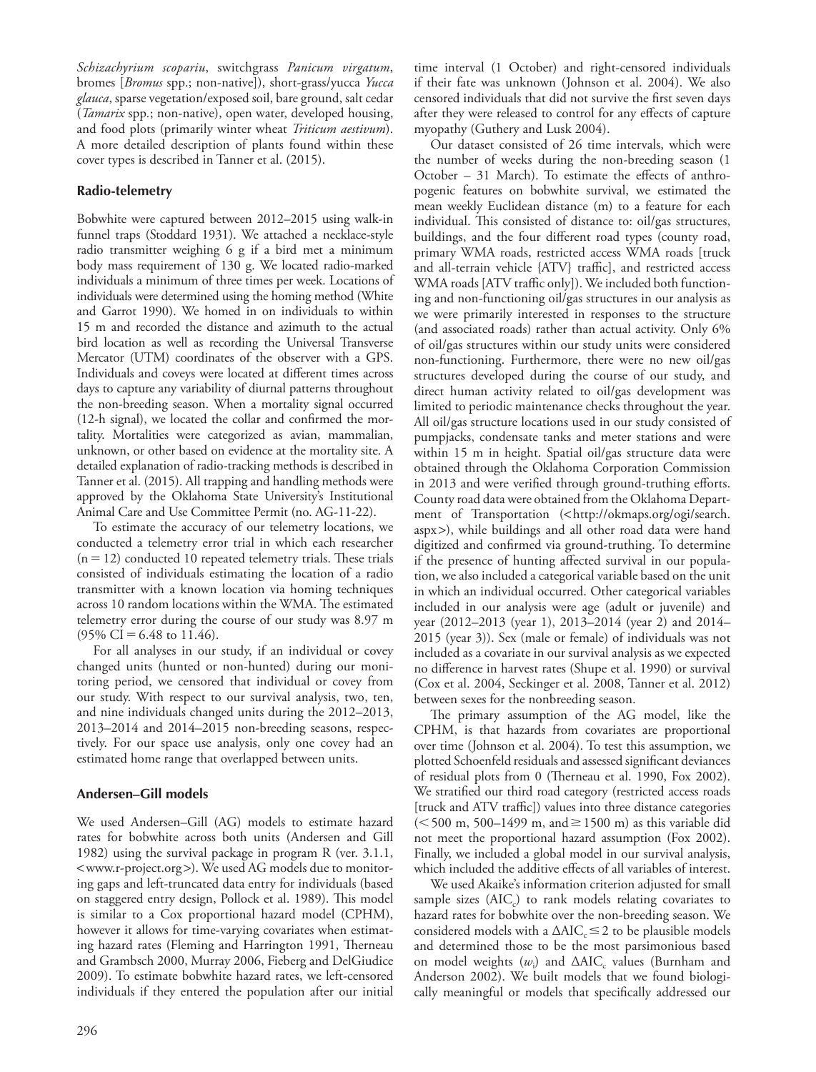*Schizachyrium scopariu*, switchgrass *Panicum virgatum*, bromes [*Bromus* spp.; non-native]), short-grass/yucca *Yucca glauca*, sparse vegetation/exposed soil, bare ground, salt cedar (*Tamarix* spp.; non-native), open water, developed housing, and food plots (primarily winter wheat *Triticum aestivum*). A more detailed description of plants found within these cover types is described in Tanner et al. (2015).

### Radio-telemetry

Bobwhite were captured between 2012–2015 using walk-in funnel traps (Stoddard 1931). We attached a necklace-style radio transmitter weighing 6 g if a bird met a minimum body mass requirement of 130 g. We located radio-marked individuals a minimum of three times per week. Locations of individuals were determined using the homing method (White and Garrot 1990). We homed in on individuals to within 15 m and recorded the distance and azimuth to the actual bird location as well as recording the Universal Transverse Mercator (UTM) coordinates of the observer with a GPS. Individuals and coveys were located at different times across days to capture any variability of diurnal patterns throughout the non-breeding season. When a mortality signal occurred (12-h signal), we located the collar and confirmed the mortality. Mortalities were categorized as avian, mammalian, unknown, or other based on evidence at the mortality site. A detailed explanation of radio-tracking methods is described in Tanner et al. (2015). All trapping and handling methods were approved by the Oklahoma State University's Institutional Animal Care and Use Committee Permit (no. AG-11-22).

To estimate the accuracy of our telemetry locations, we conducted a telemetry error trial in which each researcher ($n = 12$) conducted 10 repeated telemetry trials. These trials consisted of individuals estimating the location of a radio transmitter with a known location via homing techniques across 10 random locations within the WMA. The estimated telemetry error during the course of our study was 8.97 m (95% CI = 6.48 to 11.46).

For all analyses in our study, if an individual or covey changed units (hunted or non-hunted) during our monitoring period, we censored that individual or covey from our study. With respect to our survival analysis, two, ten, and nine individuals changed units during the 2012–2013, 2013–2014 and 2014–2015 non-breeding seasons, respectively. For our space use analysis, only one covey had an estimated home range that overlapped between units.

### Andersen–Gill models

We used Andersen–Gill (AG) models to estimate hazard rates for bobwhite across both units (Andersen and Gill 1982) using the survival package in program R (ver. 3.1.1, <www.r-project.org>). We used AG models due to monitoring gaps and left-truncated data entry for individuals (based on staggered entry design, Pollock et al. 1989). This model is similar to a Cox proportional hazard model (CPHM), however it allows for time-varying covariates when estimating hazard rates (Fleming and Harrington 1991, Therneau and Grambsch 2000, Murray 2006, Fieberg and DelGiudice 2009). To estimate bobwhite hazard rates, we left-censored individuals if they entered the population after our initial time interval (1 October) and right-censored individuals if their fate was unknown (Johnson et al. 2004). We also censored individuals that did not survive the first seven days after they were released to control for any effects of capture myopathy (Guthery and Lusk 2004).

Our dataset consisted of 26 time intervals, which were the number of weeks during the non-breeding season (1 October – 31 March). To estimate the effects of anthropogenic features on bobwhite survival, we estimated the mean weekly Euclidean distance (m) to a feature for each individual. This consisted of distance to: oil/gas structures, buildings, and the four different road types (county road, primary WMA roads, restricted access WMA roads [truck and all-terrain vehicle {ATV} traffic], and restricted access WMA roads [ATV traffic only]). We included both functioning and non-functioning oil/gas structures in our analysis as we were primarily interested in responses to the structure (and associated roads) rather than actual activity. Only 6% of oil/gas structures within our study units were considered non-functioning. Furthermore, there were no new oil/gas structures developed during the course of our study, and direct human activity related to oil/gas development was limited to periodic maintenance checks throughout the year. All oil/gas structure locations used in our study consisted of pumpjacks, condensate tanks and meter stations and were within 15 m in height. Spatial oil/gas structure data were obtained through the Oklahoma Corporation Commission in 2013 and were verified through ground-truthing efforts. County road data were obtained from the Oklahoma Department of Transportation (<http://okmaps.org/ogi/search.aspx>), while buildings and all other road data were hand digitized and confirmed via ground-truthing. To determine if the presence of hunting affected survival in our population, we also included a categorical variable based on the unit in which an individual occurred. Other categorical variables included in our analysis were age (adult or juvenile) and year (2012–2013 (year 1), 2013–2014 (year 2) and 2014–2015 (year 3)). Sex (male or female) of individuals was not included as a covariate in our survival analysis as we expected no difference in harvest rates (Shupe et al. 1990) or survival (Cox et al. 2004, Seckinger et al. 2008, Tanner et al. 2012) between sexes for the nonbreeding season.

The primary assumption of the AG model, like the CPHM, is that hazards from covariates are proportional over time (Johnson et al. 2004). To test this assumption, we plotted Schoenfeld residuals and assessed significant deviances of residual plots from 0 (Therneau et al. 1990, Fox 2002). We stratified our third road category (restricted access roads [truck and ATV traffic]) values into three distance categories (< 500 m, 500–1499 m, and ≥ 1500 m) as this variable did not meet the proportional hazard assumption (Fox 2002). Finally, we included a global model in our survival analysis, which included the additive effects of all variables of interest.

We used Akaike's information criterion adjusted for small sample sizes ($AIC_c$) to rank models relating covariates to hazard rates for bobwhite over the non-breeding season. We considered models with a $\Delta AIC_c \leq 2$ to be plausible models and determined those to be the most parsimonious based on model weights ($w_i$) and $\Delta AIC_c$ values (Burnham and Anderson 2002). We built models that we found biologically meaningful or models that specifically addressed our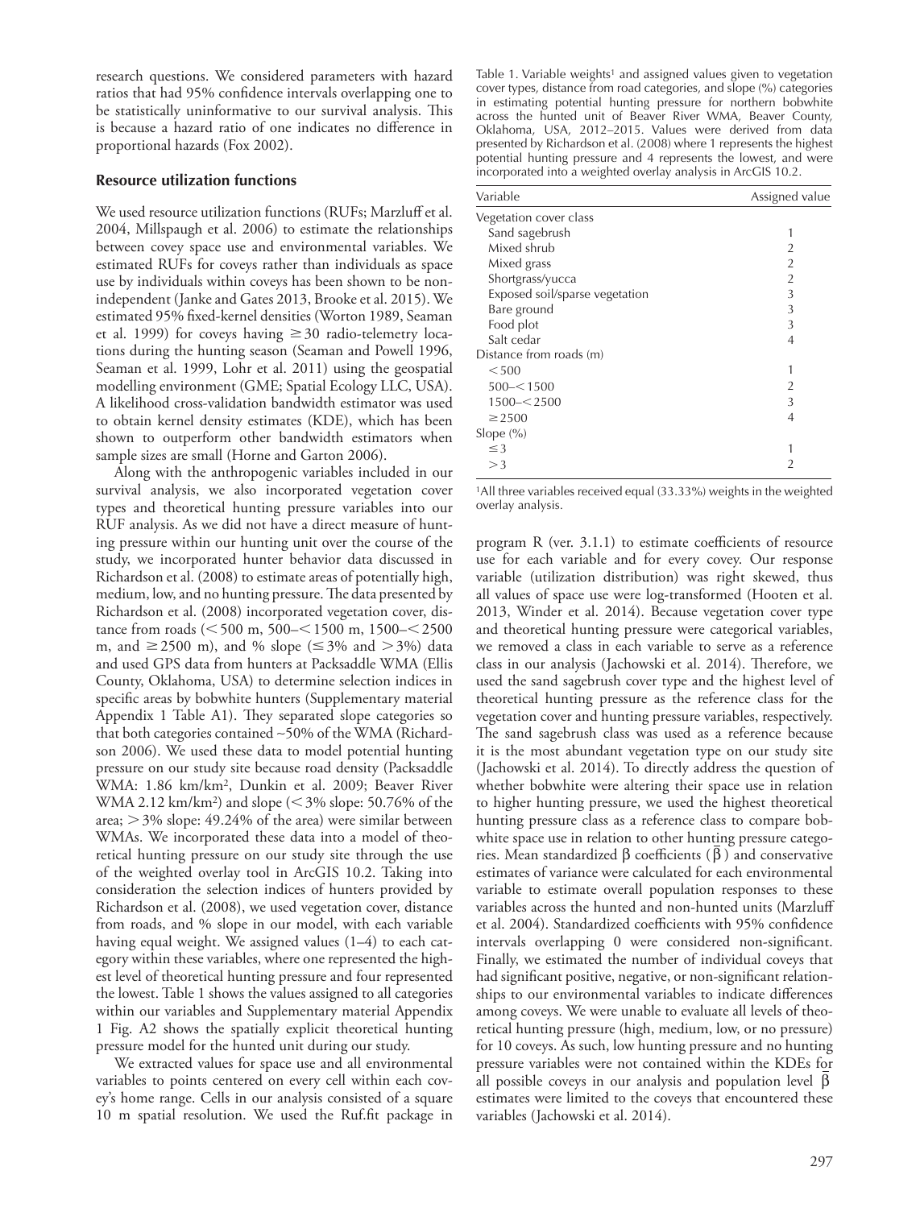research questions. We considered parameters with hazard ratios that had 95% confidence intervals overlapping one to be statistically uninformative to our survival analysis. This is because a hazard ratio of one indicates no difference in proportional hazards (Fox 2002).

### Resource utilization functions

We used resource utilization functions (RUFs; Marzluff et al. 2004, Millspaugh et al. 2006) to estimate the relationships between covey space use and environmental variables. We estimated RUFs for coveys rather than individuals as space use by individuals within coveys has been shown to be non-independent (Janke and Gates 2013, Brooke et al. 2015). We estimated 95% fixed-kernel densities (Worton 1989, Seaman et al. 1999) for coveys having ≥ 30 radio-telemetry locations during the hunting season (Seaman and Powell 1996, Seaman et al. 1999, Lohr et al. 2011) using the geospatial modelling environment (GME; Spatial Ecology LLC, USA). A likelihood cross-validation bandwidth estimator was used to obtain kernel density estimates (KDE), which has been shown to outperform other bandwidth estimators when sample sizes are small (Horne and Garton 2006).

Along with the anthropogenic variables included in our survival analysis, we also incorporated vegetation cover types and theoretical hunting pressure variables into our RUF analysis. As we did not have a direct measure of hunting pressure within our hunting unit over the course of the study, we incorporated hunter behavior data discussed in Richardson et al. (2008) to estimate areas of potentially high, medium, low, and no hunting pressure. The data presented by Richardson et al. (2008) incorporated vegetation cover, distance from roads (< 500 m, 500–< 1500 m, 1500–< 2500 m, and ≥ 2500 m), and % slope (≤ 3% and > 3%) data and used GPS data from hunters at Packsaddle WMA (Ellis County, Oklahoma, USA) to determine selection indices in specific areas by bobwhite hunters (Supplementary material Appendix 1 Table A1). They separated slope categories so that both categories contained ~50% of the WMA (Richardson 2006). We used these data to model potential hunting pressure on our study site because road density (Packsaddle WMA: 1.86 km/km$^2$, Dunkin et al. 2009; Beaver River WMA 2.12 km/km$^2$) and slope (< 3% slope: 50.76% of the area; > 3% slope: 49.24% of the area) were similar between WMAs. We incorporated these data into a model of theoretical hunting pressure on our study site through the use of the weighted overlay tool in ArcGIS 10.2. Taking into consideration the selection indices of hunters provided by Richardson et al. (2008), we used vegetation cover, distance from roads, and % slope in our model, with each variable having equal weight. We assigned values (1–4) to each category within these variables, where one represented the highest level of theoretical hunting pressure and four represented the lowest. Table 1 shows the values assigned to all categories within our variables and Supplementary material Appendix 1 Fig. A2 shows the spatially explicit theoretical hunting pressure model for the hunted unit during our study.

We extracted values for space use and all environmental variables to points centered on every cell within each covey's home range. Cells in our analysis consisted of a square 10 m spatial resolution. We used the Ruf.fit package in program R (ver. 3.1.1) to estimate coefficients of resource use for each variable and for every covey. Our response variable (utilization distribution) was right skewed, thus all values of space use were log-transformed (Hooten et al. 2013, Winder et al. 2014). Because vegetation cover type and theoretical hunting pressure were categorical variables, we removed a class in each variable to serve as a reference class in our analysis (Jachowski et al. 2014). Therefore, we used the sand sagebrush cover type and the highest level of theoretical hunting pressure as the reference class for the vegetation cover and hunting pressure variables, respectively. The sand sagebrush class was used as a reference because it is the most abundant vegetation type on our study site (Jachowski et al. 2014). To directly address the question of whether bobwhite were altering their space use in relation to higher hunting pressure, we used the highest theoretical hunting pressure class as a reference class to compare bobwhite space use in relation to other hunting pressure categories. Mean standardized β coefficients ($\bar{\beta}$) and conservative estimates of variance were calculated for each environmental variable to estimate overall population responses to these variables across the hunted and non-hunted units (Marzluff et al. 2004). Standardized coefficients with 95% confidence intervals overlapping 0 were considered non-significant. Finally, we estimated the number of individual coveys that had significant positive, negative, or non-significant relationships to our environmental variables to indicate differences among coveys. We were unable to evaluate all levels of theoretical hunting pressure (high, medium, low, or no pressure) for 10 coveys. As such, low hunting pressure and no hunting pressure variables were not contained within the KDEs for all possible coveys in our analysis and population level $\bar{\beta}$ estimates were limited to the coveys that encountered these variables (Jachowski et al. 2014).

Table 1. Variable weights[1] and assigned values given to vegetation cover types, distance from road categories, and slope (%) categories in estimating potential hunting pressure for northern bobwhite across the hunted unit of Beaver River WMA, Beaver County, Oklahoma, USA, 2012–2015. Values were derived from data presented by Richardson et al. (2008) where 1 represents the highest potential hunting pressure and 4 represents the lowest, and were incorporated into a weighted overlay analysis in ArcGIS 10.2.

| Variable | Assigned value |
|---|---|
| Vegetation cover class | |
| Sand sagebrush | 1 |
| Mixed shrub | 2 |
| Mixed grass | 2 |
| Shortgrass/yucca | 2 |
| Exposed soil/sparse vegetation | 3 |
| Bare ground | 3 |
| Food plot | 3 |
| Salt cedar | 4 |
| Distance from roads (m) | |
| < 500 | 1 |
| 500–< 1500 | 2 |
| 1500–< 2500 | 3 |
| ≥ 2500 | 4 |
| Slope (%) | |
| ≤ 3 | 1 |
| > 3 | 2 |

[1]All three variables received equal (33.33%) weights in the weighted overlay analysis.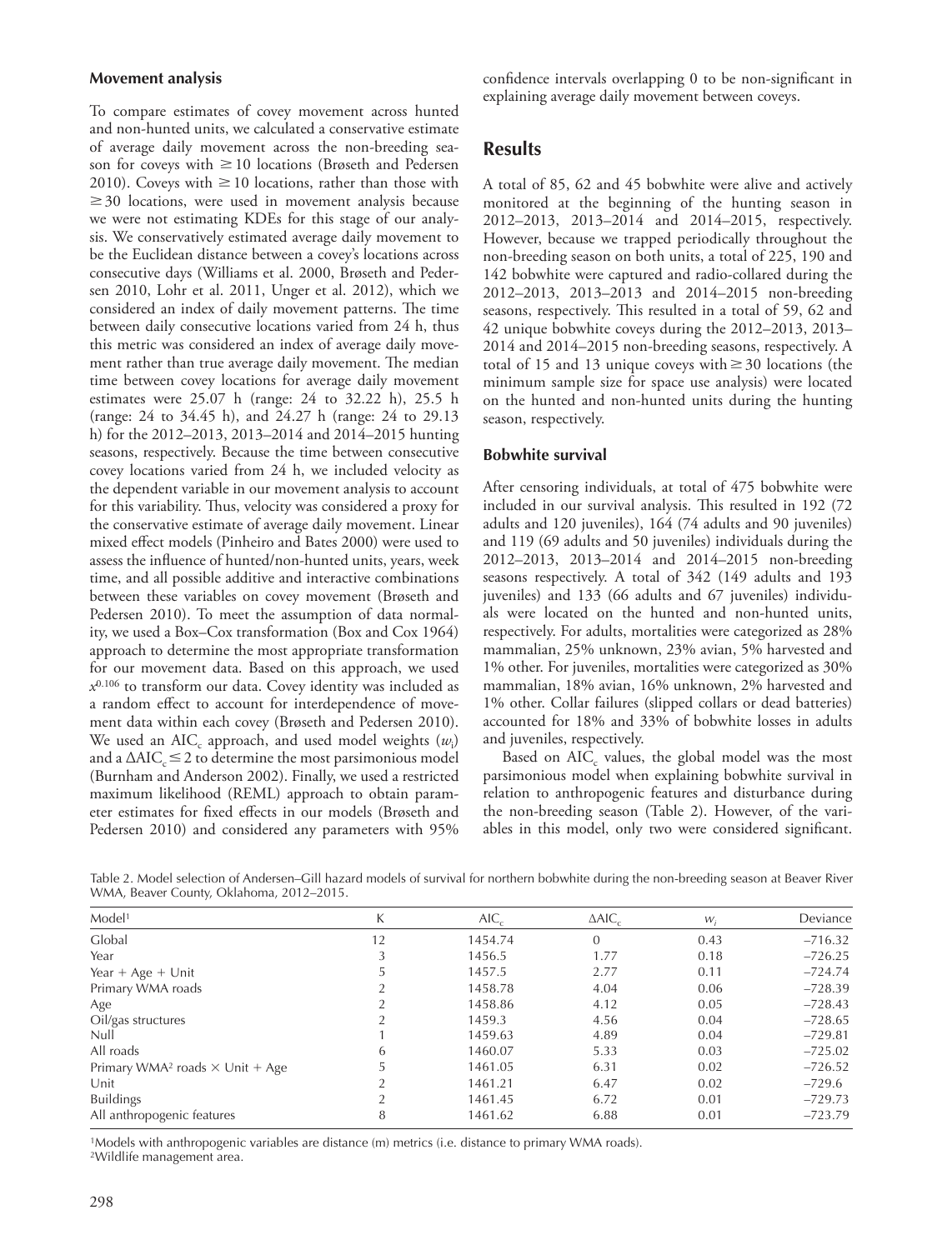### Movement analysis

To compare estimates of covey movement across hunted and non-hunted units, we calculated a conservative estimate of average daily movement across the non-breeding season for coveys with $\geq 10$ locations (Brøseth and Pedersen 2010). Coveys with $\geq 10$ locations, rather than those with $\geq 30$ locations, were used in movement analysis because we were not estimating KDEs for this stage of our analysis. We conservatively estimated average daily movement to be the Euclidean distance between a covey's locations across consecutive days (Williams et al. 2000, Brøseth and Pedersen 2010, Lohr et al. 2011, Unger et al. 2012), which we considered an index of daily movement patterns. The time between daily consecutive locations varied from 24 h, thus this metric was considered an index of average daily movement rather than true average daily movement. The median time between covey locations for average daily movement estimates were 25.07 h (range: 24 to 32.22 h), 25.5 h (range: 24 to 34.45 h), and 24.27 h (range: 24 to 29.13 h) for the 2012–2013, 2013–2014 and 2014–2015 hunting seasons, respectively. Because the time between consecutive covey locations varied from 24 h, we included velocity as the dependent variable in our movement analysis to account for this variability. Thus, velocity was considered a proxy for the conservative estimate of average daily movement. Linear mixed effect models (Pinheiro and Bates 2000) were used to assess the influence of hunted/non-hunted units, years, week time, and all possible additive and interactive combinations between these variables on covey movement (Brøseth and Pedersen 2010). To meet the assumption of data normality, we used a Box–Cox transformation (Box and Cox 1964) approach to determine the most appropriate transformation for our movement data. Based on this approach, we used $x^{0.106}$ to transform our data. Covey identity was included as a random effect to account for interdependence of movement data within each covey (Brøseth and Pedersen 2010). We used an $AIC_c$ approach, and used model weights ($w_i$) and a $\Delta AIC_c \leq 2$ to determine the most parsimonious model (Burnham and Anderson 2002). Finally, we used a restricted maximum likelihood (REML) approach to obtain parameter estimates for fixed effects in our models (Brøseth and Pedersen 2010) and considered any parameters with 95% confidence intervals overlapping 0 to be non-significant in explaining average daily movement between coveys.

## Results

A total of 85, 62 and 45 bobwhite were alive and actively monitored at the beginning of the hunting season in 2012–2013, 2013–2014 and 2014–2015, respectively. However, because we trapped periodically throughout the non-breeding season on both units, a total of 225, 190 and 142 bobwhite were captured and radio-collared during the 2012–2013, 2013–2013 and 2014–2015 non-breeding seasons, respectively. This resulted in a total of 59, 62 and 42 unique bobwhite coveys during the 2012–2013, 2013–2014 and 2014–2015 non-breeding seasons, respectively. A total of 15 and 13 unique coveys with $\geq 30$ locations (the minimum sample size for space use analysis) were located on the hunted and non-hunted units during the hunting season, respectively.

### Bobwhite survival

After censoring individuals, at total of 475 bobwhite were included in our survival analysis. This resulted in 192 (72 adults and 120 juveniles), 164 (74 adults and 90 juveniles) and 119 (69 adults and 50 juveniles) individuals during the 2012–2013, 2013–2014 and 2014–2015 non-breeding seasons respectively. A total of 342 (149 adults and 193 juveniles) and 133 (66 adults and 67 juveniles) individuals were located on the hunted and non-hunted units, respectively. For adults, mortalities were categorized as 28% mammalian, 25% unknown, 23% avian, 5% harvested and 1% other. For juveniles, mortalities were categorized as 30% mammalian, 18% avian, 16% unknown, 2% harvested and 1% other. Collar failures (slipped collars or dead batteries) accounted for 18% and 33% of bobwhite losses in adults and juveniles, respectively.

Based on $AIC_c$ values, the global model was the most parsimonious model when explaining bobwhite survival in relation to anthropogenic features and disturbance during the non-breeding season (Table 2). However, of the variables in this model, only two were considered significant.

Table 2. Model selection of Andersen–Gill hazard models of survival for northern bobwhite during the non-breeding season at Beaver River WMA, Beaver County, Oklahoma, 2012–2015.

| Model[1] | K | $AIC_c$ | $\Delta AIC_c$ | $w_i$ | Deviance |
|---|---|---|---|---|---|
| Global | 12 | 1454.74 | 0 | 0.43 | –716.32 |
| Year | 3 | 1456.5 | 1.77 | 0.18 | –726.25 |
| Year + Age + Unit | 5 | 1457.5 | 2.77 | 0.11 | –724.74 |
| Primary WMA roads | 2 | 1458.78 | 4.04 | 0.06 | –728.39 |
| Age | 2 | 1458.86 | 4.12 | 0.05 | –728.43 |
| Oil/gas structures | 2 | 1459.3 | 4.56 | 0.04 | –728.65 |
| Null | 1 | 1459.63 | 4.89 | 0.04 | –729.81 |
| All roads | 6 | 1460.07 | 5.33 | 0.03 | –725.02 |
| Primary WMA[2] roads × Unit + Age | 5 | 1461.05 | 6.31 | 0.02 | –726.52 |
| Unit | 2 | 1461.21 | 6.47 | 0.02 | –729.6 |
| Buildings | 2 | 1461.45 | 6.72 | 0.01 | –729.73 |
| All anthropogenic features | 8 | 1461.62 | 6.88 | 0.01 | –723.79 |

[1]Models with anthropogenic variables are distance (m) metrics (i.e. distance to primary WMA roads).
[2]Wildlife management area.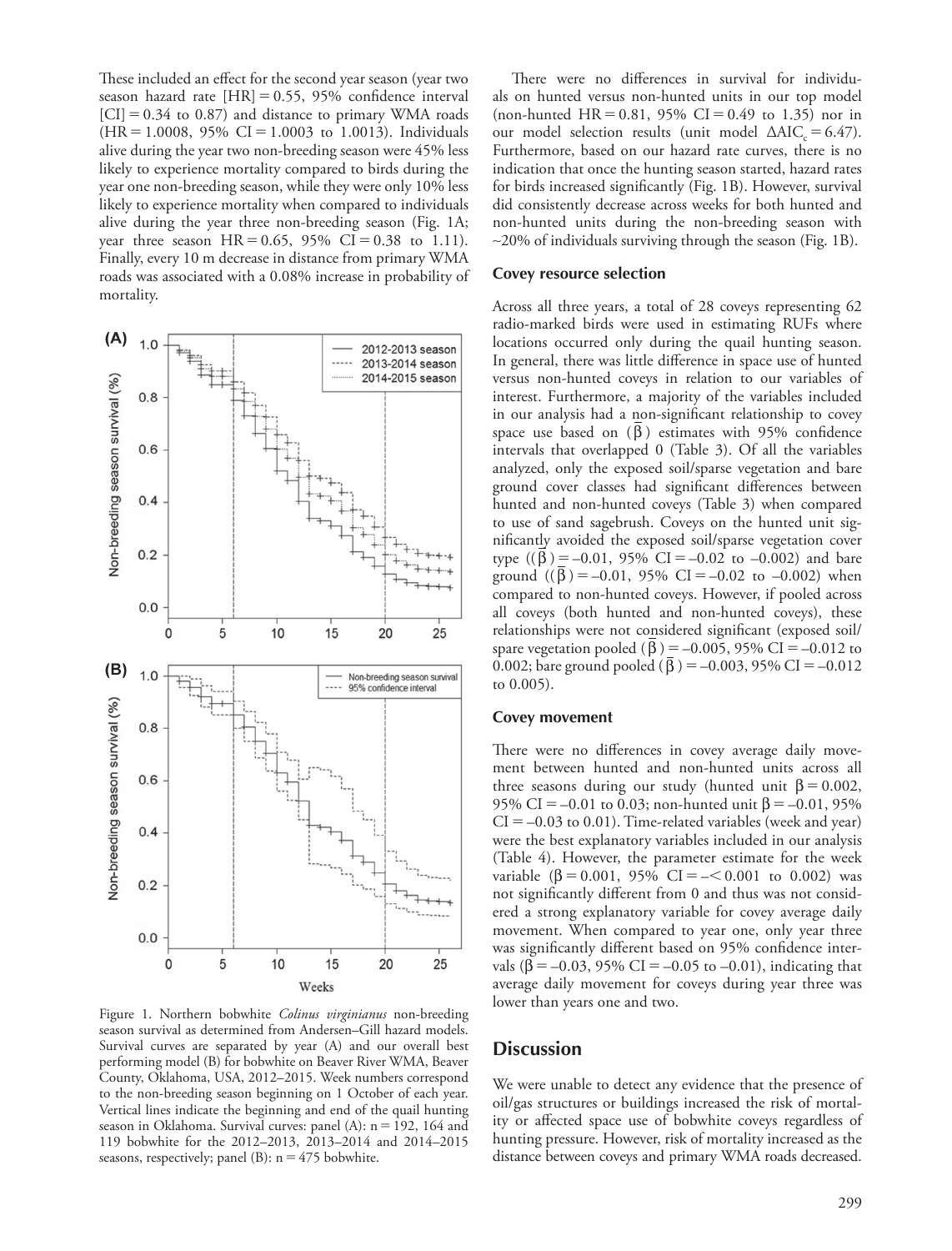These included an effect for the second year season (year two season hazard rate [HR] = 0.55, 95% confidence interval [CI] = 0.34 to 0.87) and distance to primary WMA roads (HR = 1.0008, 95% CI = 1.0003 to 1.0013). Individuals alive during the year two non-breeding season were 45% less likely to experience mortality compared to birds during the year one non-breeding season, while they were only 10% less likely to experience mortality when compared to individuals alive during the year three non-breeding season (Fig. 1A; year three season HR = 0.65, 95% CI = 0.38 to 1.11). Finally, every 10 m decrease in distance from primary WMA roads was associated with a 0.08% increase in probability of mortality.

Figure 1. Northern bobwhite *Colinus virginianus* non-breeding season survival as determined from Andersen–Gill hazard models. Survival curves are separated by year (A) and our overall best performing model (B) for bobwhite on Beaver River WMA, Beaver County, Oklahoma, USA, 2012–2015. Week numbers correspond to the non-breeding season beginning on 1 October of each year. Vertical lines indicate the beginning and end of the quail hunting season in Oklahoma. Survival curves: panel (A): n = 192, 164 and 119 bobwhite for the 2012–2013, 2013–2014 and 2014–2015 seasons, respectively; panel (B): n = 475 bobwhite.

There were no differences in survival for individuals on hunted versus non-hunted units in our top model (non-hunted HR = 0.81, 95% CI = 0.49 to 1.35) nor in our model selection results (unit model $\Delta AIC_c = 6.47$). Furthermore, based on our hazard rate curves, there is no indication that once the hunting season started, hazard rates for birds increased significantly (Fig. 1B). However, survival did consistently decrease across weeks for both hunted and non-hunted units during the non-breeding season with ~20% of individuals surviving through the season (Fig. 1B).

### Covey resource selection

Across all three years, a total of 28 coveys representing 62 radio-marked birds were used in estimating RUFs where locations occurred only during the quail hunting season. In general, there was little difference in space use of hunted versus non-hunted coveys in relation to our variables of interest. Furthermore, a majority of the variables included in our analysis had a non-significant relationship to covey space use based on ($\bar{\beta}$) estimates with 95% confidence intervals that overlapped 0 (Table 3). Of all the variables analyzed, only the exposed soil/sparse vegetation and bare ground cover classes had significant differences between hunted and non-hunted coveys (Table 3) when compared to use of sand sagebrush. Coveys on the hunted unit significantly avoided the exposed soil/sparse vegetation cover type (($\bar{\beta}$) = –0.01, 95% CI = –0.02 to –0.002) and bare ground (($\bar{\beta}$) = –0.01, 95% CI = –0.02 to –0.002) when compared to non-hunted coveys. However, if pooled across all coveys (both hunted and non-hunted coveys), these relationships were not considered significant (exposed soil/spare vegetation pooled ($\bar{\beta}$) = –0.005, 95% CI = –0.012 to 0.002; bare ground pooled ($\bar{\beta}$) = –0.003, 95% CI = –0.012 to 0.005).

### Covey movement

There were no differences in covey average daily movement between hunted and non-hunted units across all three seasons during our study (hunted unit $\beta = 0.002$, 95% CI = –0.01 to 0.03; non-hunted unit $\beta = -0.01$, 95% CI = –0.03 to 0.01). Time-related variables (week and year) were the best explanatory variables included in our analysis (Table 4). However, the parameter estimate for the week variable ($\beta = 0.001$, 95% CI = $-< 0.001$ to 0.002) was not significantly different from 0 and thus was not considered a strong explanatory variable for covey average daily movement. When compared to year one, only year three was significantly different based on 95% confidence intervals ($\beta = -0.03$, 95% CI = –0.05 to –0.01), indicating that average daily movement for coveys during year three was lower than years one and two.

## Discussion

We were unable to detect any evidence that the presence of oil/gas structures or buildings increased the risk of mortality or affected space use of bobwhite coveys regardless of hunting pressure. However, risk of mortality increased as the distance between coveys and primary WMA roads decreased.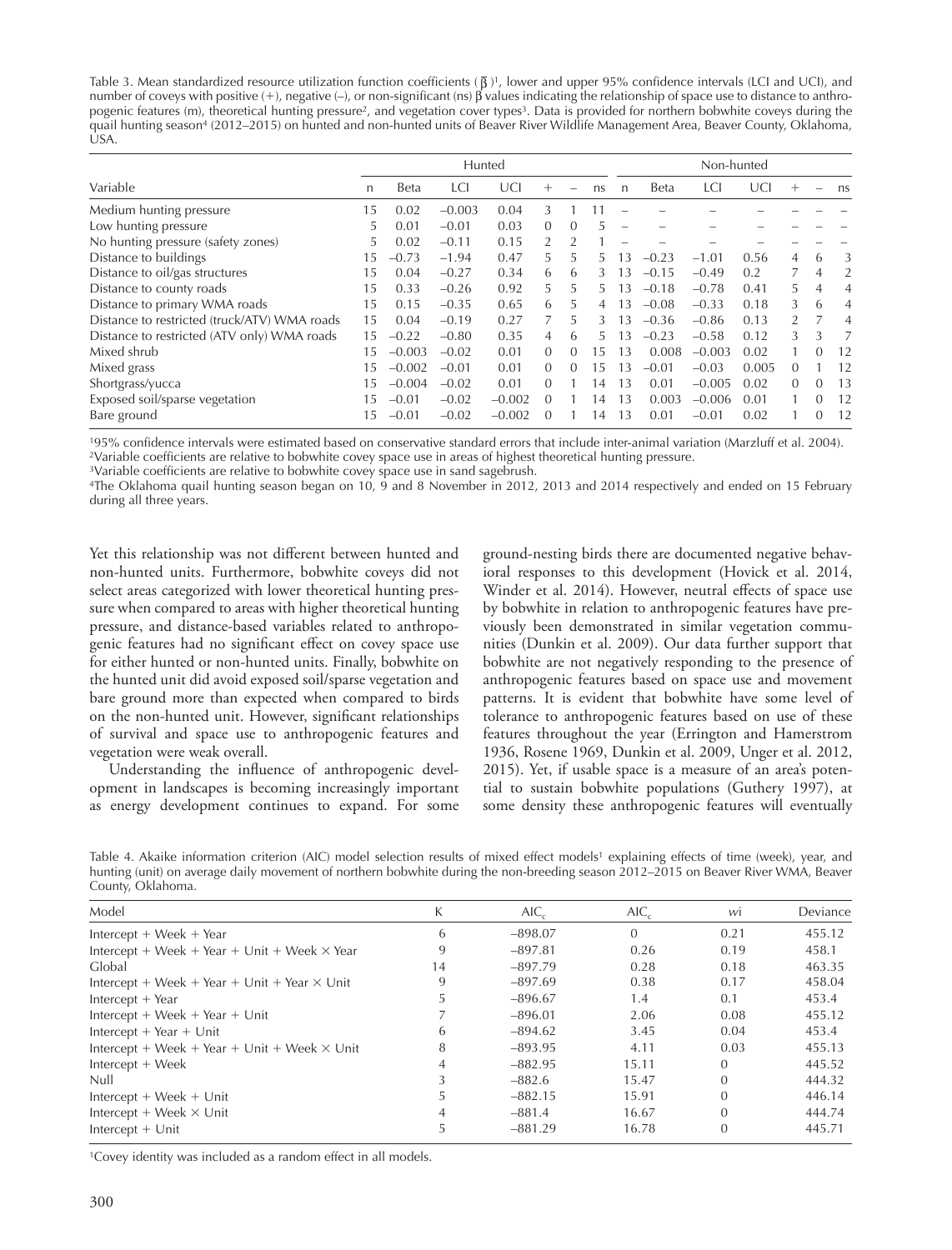Table 3. Mean standardized resource utilization function coefficients ($\bar{\beta}$)[1], lower and upper 95% confidence intervals (LCI and UCI), and number of coveys with positive (+), negative (–), or non-significant (ns) β values indicating the relationship of space use to distance to anthropogenic features (m), theoretical hunting pressure[2], and vegetation cover types[3]. Data is provided for northern bobwhite coveys during the quail hunting season[4] (2012–2015) on hunted and non-hunted units of Beaver River Wildlife Management Area, Beaver County, Oklahoma, USA.

| | Hunted | | | | | | | Non-hunted | | | | | | |
|---|---|---|---|---|---|---|---|---|---|---|---|---|---|---|
| Variable | n | Beta | LCI | UCI | + | – | ns | n | Beta | LCI | UCI | + | – | ns |
| Medium hunting pressure | 15 | 0.02 | –0.003 | 0.04 | 3 | 1 | 11 | – | – | – | – | – | – | – |
| Low hunting pressure | 5 | 0.01 | –0.01 | 0.03 | 0 | 0 | 5 | – | – | – | – | – | – | – |
| No hunting pressure (safety zones) | 5 | 0.02 | –0.11 | 0.15 | 2 | 2 | 1 | – | – | – | – | – | – | – |
| Distance to buildings | 15 | –0.73 | –1.94 | 0.47 | 5 | 5 | 5 | 13 | –0.23 | –1.01 | 0.56 | 4 | 6 | 3 |
| Distance to oil/gas structures | 15 | 0.04 | –0.27 | 0.34 | 6 | 6 | 3 | 13 | –0.15 | –0.49 | 0.2 | 7 | 4 | 2 |
| Distance to county roads | 15 | 0.33 | –0.26 | 0.92 | 5 | 5 | 5 | 13 | –0.18 | –0.78 | 0.41 | 5 | 4 | 4 |
| Distance to primary WMA roads | 15 | 0.15 | –0.35 | 0.65 | 6 | 5 | 4 | 13 | –0.08 | –0.33 | 0.18 | 3 | 6 | 4 |
| Distance to restricted (truck/ATV) WMA roads | 15 | 0.04 | –0.19 | 0.27 | 7 | 5 | 3 | 13 | –0.36 | –0.86 | 0.13 | 2 | 7 | 4 |
| Distance to restricted (ATV only) WMA roads | 15 | –0.22 | –0.80 | 0.35 | 4 | 6 | 5 | 13 | –0.23 | –0.58 | 0.12 | 3 | 3 | 7 |
| Mixed shrub | 15 | –0.003 | –0.02 | 0.01 | 0 | 0 | 15 | 13 | 0.008 | –0.003 | 0.02 | 1 | 0 | 12 |
| Mixed grass | 15 | –0.002 | –0.01 | 0.01 | 0 | 0 | 15 | 13 | –0.01 | –0.03 | 0.005 | 0 | 1 | 12 |
| Shortgrass/yucca | 15 | –0.004 | –0.02 | 0.01 | 0 | 1 | 14 | 13 | 0.01 | –0.005 | 0.02 | 0 | 0 | 13 |
| Exposed soil/sparse vegetation | 15 | –0.01 | –0.02 | –0.002 | 0 | 1 | 14 | 13 | 0.003 | –0.006 | 0.01 | 1 | 0 | 12 |
| Bare ground | 15 | –0.01 | –0.02 | –0.002 | 0 | 1 | 14 | 13 | 0.01 | –0.01 | 0.02 | 1 | 0 | 12 |

[1]95% confidence intervals were estimated based on conservative standard errors that include inter-animal variation (Marzluff et al. 2004).
[2]Variable coefficients are relative to bobwhite covey space use in areas of highest theoretical hunting pressure.
[3]Variable coefficients are relative to bobwhite covey space use in sand sagebrush.
[4]The Oklahoma quail hunting season began on 10, 9 and 8 November in 2012, 2013 and 2014 respectively and ended on 15 February during all three years.

Yet this relationship was not different between hunted and non-hunted units. Furthermore, bobwhite coveys did not select areas categorized with lower theoretical hunting pressure when compared to areas with higher theoretical hunting pressure, and distance-based variables related to anthropogenic features had no significant effect on covey space use for either hunted or non-hunted units. Finally, bobwhite on the hunted unit did avoid exposed soil/sparse vegetation and bare ground more than expected when compared to birds on the non-hunted unit. However, significant relationships of survival and space use to anthropogenic features and vegetation were weak overall.

Understanding the influence of anthropogenic development in landscapes is becoming increasingly important as energy development continues to expand. For some ground-nesting birds there are documented negative behavioral responses to this development (Hovick et al. 2014, Winder et al. 2014). However, neutral effects of space use by bobwhite in relation to anthropogenic features have previously been demonstrated in similar vegetation communities (Dunkin et al. 2009). Our data further support that bobwhite are not negatively responding to the presence of anthropogenic features based on space use and movement patterns. It is evident that bobwhite have some level of tolerance to anthropogenic features based on use of these features throughout the year (Errington and Hamerstrom 1936, Rosene 1969, Dunkin et al. 2009, Unger et al. 2012, 2015). Yet, if usable space is a measure of an area's potential to sustain bobwhite populations (Guthery 1997), at some density these anthropogenic features will eventually

Table 4. Akaike information criterion (AIC) model selection results of mixed effect models[1] explaining effects of time (week), year, and hunting (unit) on average daily movement of northern bobwhite during the non-breeding season 2012–2015 on Beaver River WMA, Beaver County, Oklahoma.

| Model | K | $AIC_c$ | $AIC_c$ | $w_i$ | Deviance |
|---|---|---|---|---|---|
| Intercept + Week + Year | 6 | –898.07 | 0 | 0.21 | 455.12 |
| Intercept + Week + Year + Unit + Week × Year | 9 | –897.81 | 0.26 | 0.19 | 458.1 |
| Global | 14 | –897.79 | 0.28 | 0.18 | 463.35 |
| Intercept + Week + Year + Unit + Year × Unit | 9 | –897.69 | 0.38 | 0.17 | 458.04 |
| Intercept + Year | 5 | –896.67 | 1.4 | 0.1 | 453.4 |
| Intercept + Week + Year + Unit | 7 | –896.01 | 2.06 | 0.08 | 455.12 |
| Intercept + Year + Unit | 6 | –894.62 | 3.45 | 0.04 | 453.4 |
| Intercept + Week + Year + Unit + Week × Unit | 8 | –893.95 | 4.11 | 0.03 | 455.13 |
| Intercept + Week | 4 | –882.95 | 15.11 | 0 | 445.52 |
| Null | 3 | –882.6 | 15.47 | 0 | 444.32 |
| Intercept + Week + Unit | 5 | –882.15 | 15.91 | 0 | 446.14 |
| Intercept + Week × Unit | 4 | –881.4 | 16.67 | 0 | 444.74 |
| Intercept + Unit | 5 | –881.29 | 16.78 | 0 | 445.71 |

[1]Covey identity was included as a random effect in all models.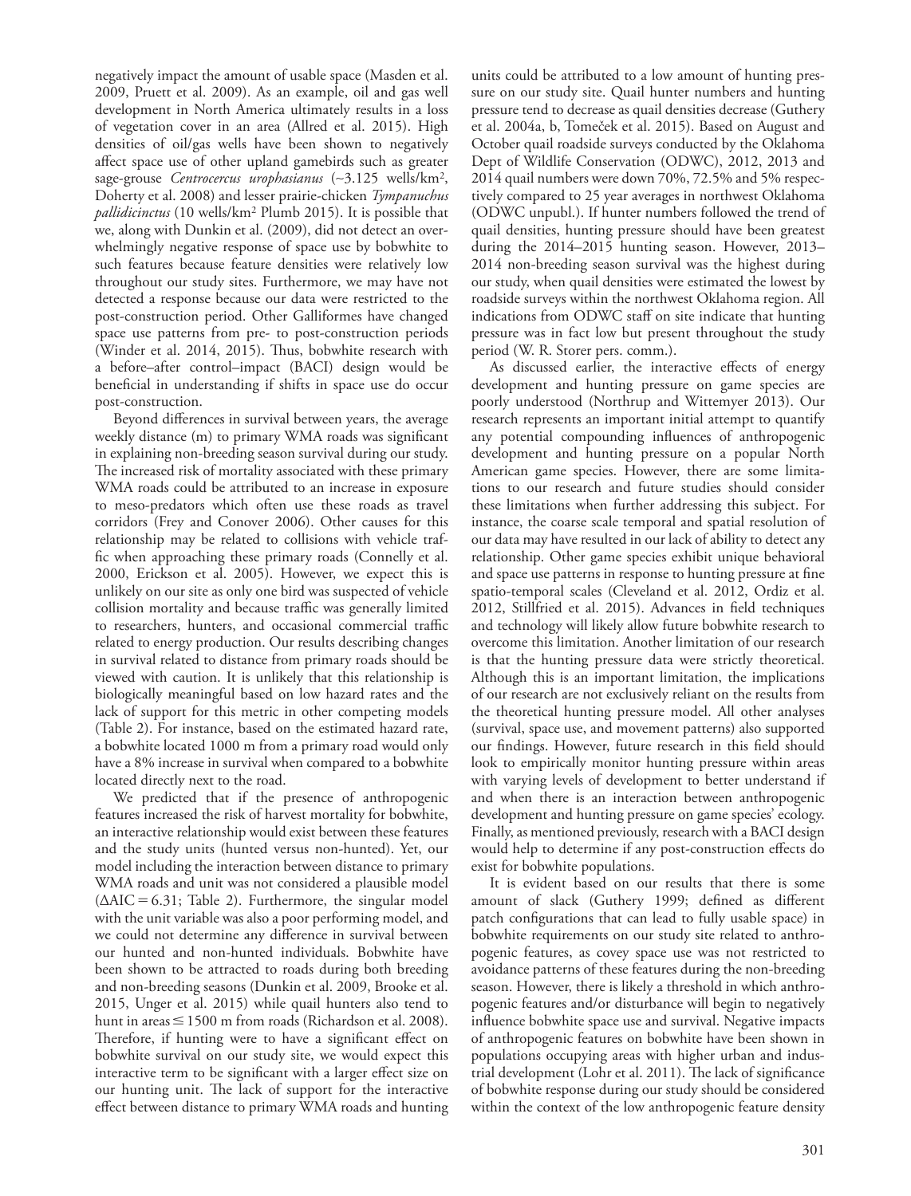negatively impact the amount of usable space (Masden et al. 2009, Pruett et al. 2009). As an example, oil and gas well development in North America ultimately results in a loss of vegetation cover in an area (Allred et al. 2015). High densities of oil/gas wells have been shown to negatively affect space use of other upland gamebirds such as greater sage-grouse *Centrocercus urophasianus* (~3.125 wells/km$^2$, Doherty et al. 2008) and lesser prairie-chicken *Tympanuchus pallidicinctus* (10 wells/km$^2$ Plumb 2015). It is possible that we, along with Dunkin et al. (2009), did not detect an overwhelmingly negative response of space use by bobwhite to such features because feature densities were relatively low throughout our study sites. Furthermore, we may have not detected a response because our data were restricted to the post-construction period. Other Galliformes have changed space use patterns from pre- to post-construction periods (Winder et al. 2014, 2015). Thus, bobwhite research with a before–after control–impact (BACI) design would be beneficial in understanding if shifts in space use do occur post-construction.

Beyond differences in survival between years, the average weekly distance (m) to primary WMA roads was significant in explaining non-breeding season survival during our study. The increased risk of mortality associated with these primary WMA roads could be attributed to an increase in exposure to meso-predators which often use these roads as travel corridors (Frey and Conover 2006). Other causes for this relationship may be related to collisions with vehicle traffic when approaching these primary roads (Connelly et al. 2000, Erickson et al. 2005). However, we expect this is unlikely on our site as only one bird was suspected of vehicle collision mortality and because traffic was generally limited to researchers, hunters, and occasional commercial traffic related to energy production. Our results describing changes in survival related to distance from primary roads should be viewed with caution. It is unlikely that this relationship is biologically meaningful based on low hazard rates and the lack of support for this metric in other competing models (Table 2). For instance, based on the estimated hazard rate, a bobwhite located 1000 m from a primary road would only have a 8% increase in survival when compared to a bobwhite located directly next to the road.

We predicted that if the presence of anthropogenic features increased the risk of harvest mortality for bobwhite, an interactive relationship would exist between these features and the study units (hunted versus non-hunted). Yet, our model including the interaction between distance to primary WMA roads and unit was not considered a plausible model ($\Delta AIC = 6.31$; Table 2). Furthermore, the singular model with the unit variable was also a poor performing model, and we could not determine any difference in survival between our hunted and non-hunted individuals. Bobwhite have been shown to be attracted to roads during both breeding and non-breeding seasons (Dunkin et al. 2009, Brooke et al. 2015, Unger et al. 2015) while quail hunters also tend to hunt in areas $\leq 1500$ m from roads (Richardson et al. 2008). Therefore, if hunting were to have a significant effect on bobwhite survival on our study site, we would expect this interactive term to be significant with a larger effect size on our hunting unit. The lack of support for the interactive effect between distance to primary WMA roads and hunting units could be attributed to a low amount of hunting pressure on our study site. Quail hunter numbers and hunting pressure tend to decrease as quail densities decrease (Guthery et al. 2004a, b, Tomeček et al. 2015). Based on August and October quail roadside surveys conducted by the Oklahoma Dept of Wildlife Conservation (ODWC), 2012, 2013 and 2014 quail numbers were down 70%, 72.5% and 5% respectively compared to 25 year averages in northwest Oklahoma (ODWC unpubl.). If hunter numbers followed the trend of quail densities, hunting pressure should have been greatest during the 2014–2015 hunting season. However, 2013–2014 non-breeding season survival was the highest during our study, when quail densities were estimated the lowest by roadside surveys within the northwest Oklahoma region. All indications from ODWC staff on site indicate that hunting pressure was in fact low but present throughout the study period (W. R. Storer pers. comm.).

As discussed earlier, the interactive effects of energy development and hunting pressure on game species are poorly understood (Northrup and Wittemyer 2013). Our research represents an important initial attempt to quantify any potential compounding influences of anthropogenic development and hunting pressure on a popular North American game species. However, there are some limitations to our research and future studies should consider these limitations when further addressing this subject. For instance, the coarse scale temporal and spatial resolution of our data may have resulted in our lack of ability to detect any relationship. Other game species exhibit unique behavioral and space use patterns in response to hunting pressure at fine spatio-temporal scales (Cleveland et al. 2012, Ordiz et al. 2012, Stillfried et al. 2015). Advances in field techniques and technology will likely allow future bobwhite research to overcome this limitation. Another limitation of our research is that the hunting pressure data were strictly theoretical. Although this is an important limitation, the implications of our research are not exclusively reliant on the results from the theoretical hunting pressure model. All other analyses (survival, space use, and movement patterns) also supported our findings. However, future research in this field should look to empirically monitor hunting pressure within areas with varying levels of development to better understand if and when there is an interaction between anthropogenic development and hunting pressure on game species' ecology. Finally, as mentioned previously, research with a BACI design would help to determine if any post-construction effects do exist for bobwhite populations.

It is evident based on our results that there is some amount of slack (Guthery 1999; defined as different patch configurations that can lead to fully usable space) in bobwhite requirements on our study site related to anthropogenic features, as covey space use was not restricted to avoidance patterns of these features during the non-breeding season. However, there is likely a threshold in which anthropogenic features and/or disturbance will begin to negatively influence bobwhite space use and survival. Negative impacts of anthropogenic features on bobwhite have been shown in populations occupying areas with higher urban and industrial development (Lohr et al. 2011). The lack of significance of bobwhite response during our study should be considered within the context of the low anthropogenic feature density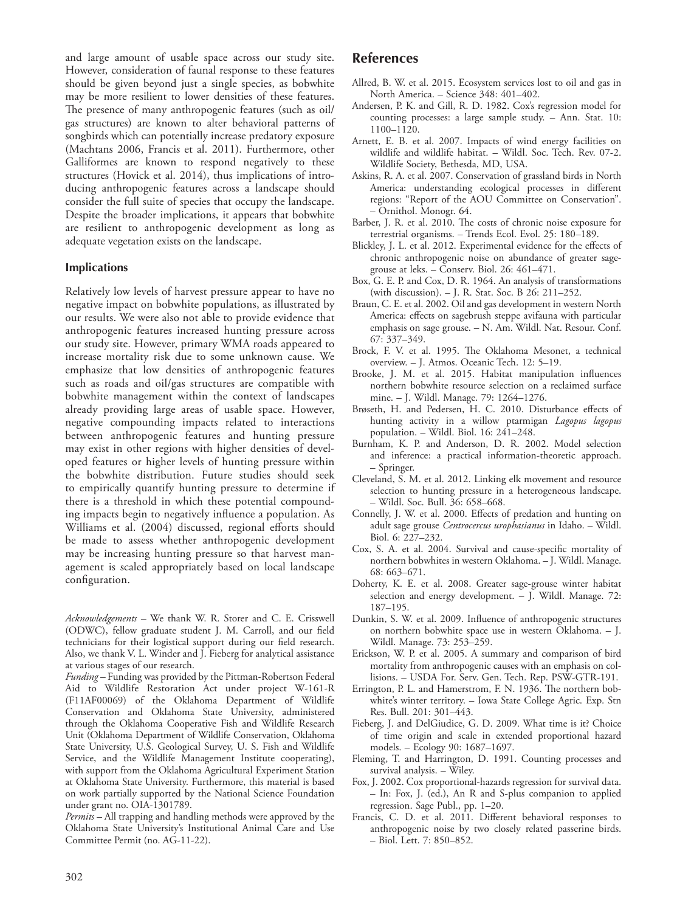and large amount of usable space across our study site. However, consideration of faunal response to these features should be given beyond just a single species, as bobwhite may be more resilient to lower densities of these features. The presence of many anthropogenic features (such as oil/gas structures) are known to alter behavioral patterns of songbirds which can potentially increase predatory exposure (Machtans 2006, Francis et al. 2011). Furthermore, other Galliformes are known to respond negatively to these structures (Hovick et al. 2014), thus implications of introducing anthropogenic features across a landscape should consider the full suite of species that occupy the landscape. Despite the broader implications, it appears that bobwhite are resilient to anthropogenic development as long as adequate vegetation exists on the landscape.

### Implications

Relatively low levels of harvest pressure appear to have no negative impact on bobwhite populations, as illustrated by our results. We were also not able to provide evidence that anthropogenic features increased hunting pressure across our study site. However, primary WMA roads appeared to increase mortality risk due to some unknown cause. We emphasize that low densities of anthropogenic features such as roads and oil/gas structures are compatible with bobwhite management within the context of landscapes already providing large areas of usable space. However, negative compounding impacts related to interactions between anthropogenic features and hunting pressure may exist in other regions with higher densities of developed features or higher levels of hunting pressure within the bobwhite distribution. Future studies should seek to empirically quantify hunting pressure to determine if there is a threshold in which these potential compounding impacts begin to negatively influence a population. As Williams et al. (2004) discussed, regional efforts should be made to assess whether anthropogenic development may be increasing hunting pressure so that harvest management is scaled appropriately based on local landscape configuration.

*Acknowledgements* – We thank W. R. Storer and C. E. Crisswell (ODWC), fellow graduate student J. M. Carroll, and our field technicians for their logistical support during our field research. Also, we thank V. L. Winder and J. Fieberg for analytical assistance at various stages of our research.

*Funding* – Funding was provided by the Pittman-Robertson Federal Aid to Wildlife Restoration Act under project W-161-R (F11AF00069) of the Oklahoma Department of Wildlife Conservation and Oklahoma State University, administered through the Oklahoma Cooperative Fish and Wildlife Research Unit (Oklahoma Department of Wildlife Conservation, Oklahoma State University, U.S. Geological Survey, U. S. Fish and Wildlife Service, and the Wildlife Management Institute cooperating), with support from the Oklahoma Agricultural Experiment Station at Oklahoma State University. Furthermore, this material is based on work partially supported by the National Science Foundation under grant no. OIA-1301789.

*Permits* – All trapping and handling methods were approved by the Oklahoma State University's Institutional Animal Care and Use Committee Permit (no. AG-11-22).

## References

Allred, B. W. et al. 2015. Ecosystem services lost to oil and gas in North America. – Science 348: 401–402.

Andersen, P. K. and Gill, R. D. 1982. Cox's regression model for counting processes: a large sample study. – Ann. Stat. 10: 1100–1120.

Arnett, E. B. et al. 2007. Impacts of wind energy facilities on wildlife and wildlife habitat. – Wildl. Soc. Tech. Rev. 07-2. Wildlife Society, Bethesda, MD, USA.

Askins, R. A. et al. 2007. Conservation of grassland birds in North America: understanding ecological processes in different regions: "Report of the AOU Committee on Conservation". – Ornithol. Monogr. 64.

Barber, J. R. et al. 2010. The costs of chronic noise exposure for terrestrial organisms. – Trends Ecol. Evol. 25: 180–189.

Blickley, J. L. et al. 2012. Experimental evidence for the effects of chronic anthropogenic noise on abundance of greater sage-grouse at leks. – Conserv. Biol. 26: 461–471.

Box, G. E. P. and Cox, D. R. 1964. An analysis of transformations (with discussion). – J. R. Stat. Soc. B 26: 211–252.

Braun, C. E. et al. 2002. Oil and gas development in western North America: effects on sagebrush steppe avifauna with particular emphasis on sage grouse. – N. Am. Wildl. Nat. Resour. Conf. 67: 337–349.

Brock, F. V. et al. 1995. The Oklahoma Mesonet, a technical overview. – J. Atmos. Oceanic Tech. 12: 5–19.

Brooke, J. M. et al. 2015. Habitat manipulation influences northern bobwhite resource selection on a reclaimed surface mine. – J. Wildl. Manage. 79: 1264–1276.

Brøseth, H. and Pedersen, H. C. 2010. Disturbance effects of hunting activity in a willow ptarmigan *Lagopus lagopus* population. – Wildl. Biol. 16: 241–248.

Burnham, K. P. and Anderson, D. R. 2002. Model selection and inference: a practical information-theoretic approach. – Springer.

Cleveland, S. M. et al. 2012. Linking elk movement and resource selection to hunting pressure in a heterogeneous landscape. – Wildl. Soc. Bull. 36: 658–668.

Connelly, J. W. et al. 2000. Effects of predation and hunting on adult sage grouse *Centrocercus urophasianus* in Idaho. – Wildl. Biol. 6: 227–232.

Cox, S. A. et al. 2004. Survival and cause-specific mortality of northern bobwhites in western Oklahoma. – J. Wildl. Manage. 68: 663–671.

Doherty, K. E. et al. 2008. Greater sage-grouse winter habitat selection and energy development. – J. Wildl. Manage. 72: 187–195.

Dunkin, S. W. et al. 2009. Influence of anthropogenic structures on northern bobwhite space use in western Oklahoma. – J. Wildl. Manage. 73: 253–259.

Erickson, W. P. et al. 2005. A summary and comparison of bird mortality from anthropogenic causes with an emphasis on collisions. – USDA For. Serv. Gen. Tech. Rep. PSW-GTR-191.

Errington, P. L. and Hamerstrom, F. N. 1936. The northern bobwhite's winter territory. – Iowa State College Agric. Exp. Stn Res. Bull. 201: 301–443.

Fieberg, J. and DelGiudice, G. D. 2009. What time is it? Choice of time origin and scale in extended proportional hazard models. – Ecology 90: 1687–1697.

Fleming, T. and Harrington, D. 1991. Counting processes and survival analysis. – Wiley.

Fox, J. 2002. Cox proportional-hazards regression for survival data. – In: Fox, J. (ed.), An R and S-plus companion to applied regression. Sage Publ., pp. 1–20.

Francis, C. D. et al. 2011. Different behavioral responses to anthropogenic noise by two closely related passerine birds. – Biol. Lett. 7: 850–852.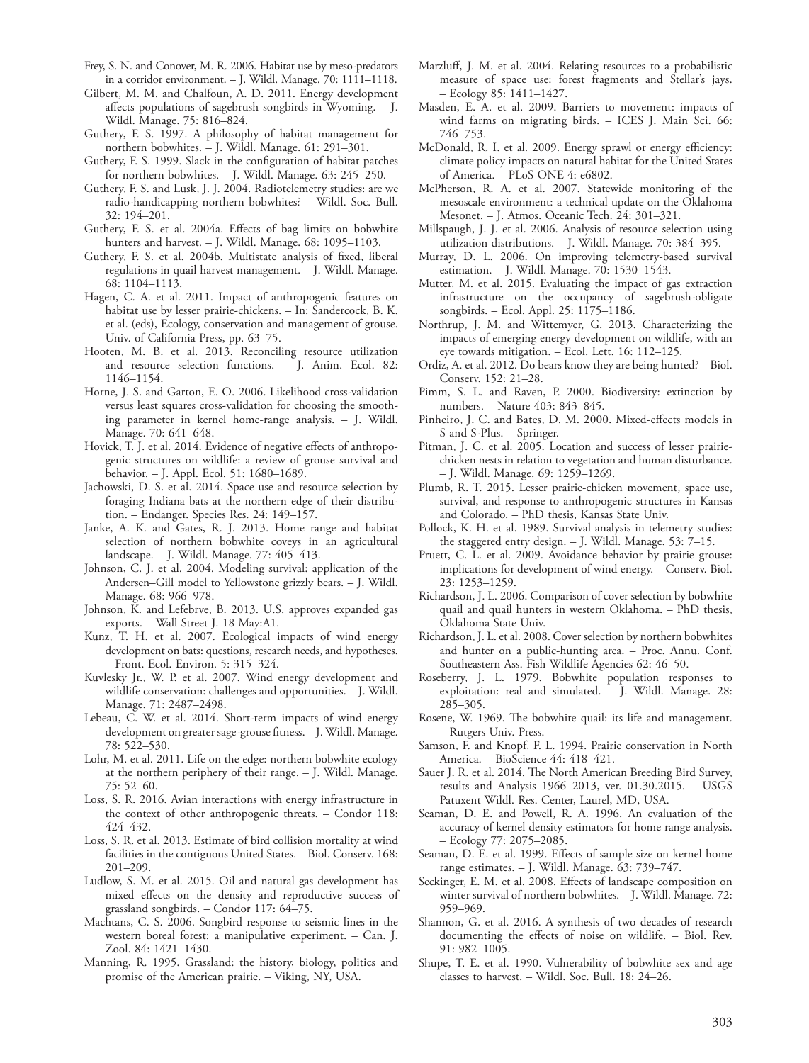Frey, S. N. and Conover, M. R. 2006. Habitat use by meso-predators in a corridor environment. – J. Wildl. Manage. 70: 1111–1118.

Gilbert, M. M. and Chalfoun, A. D. 2011. Energy development affects populations of sagebrush songbirds in Wyoming. – J. Wildl. Manage. 75: 816–824.

Guthery, F. S. 1997. A philosophy of habitat management for northern bobwhites. – J. Wildl. Manage. 61: 291–301.

Guthery, F. S. 1999. Slack in the configuration of habitat patches for northern bobwhites. – J. Wildl. Manage. 63: 245–250.

Guthery, F. S. and Lusk, J. J. 2004. Radiotelemetry studies: are we radio-handicapping northern bobwhites? – Wildl. Soc. Bull. 32: 194–201.

Guthery, F. S. et al. 2004a. Effects of bag limits on bobwhite hunters and harvest. – J. Wildl. Manage. 68: 1095–1103.

Guthery, F. S. et al. 2004b. Multistate analysis of fixed, liberal regulations in quail harvest management. – J. Wildl. Manage. 68: 1104–1113.

Hagen, C. A. et al. 2011. Impact of anthropogenic features on habitat use by lesser prairie-chickens. – In: Sandercock, B. K. et al. (eds), Ecology, conservation and management of grouse. Univ. of California Press, pp. 63–75.

Hooten, M. B. et al. 2013. Reconciling resource utilization and resource selection functions. – J. Anim. Ecol. 82: 1146–1154.

Horne, J. S. and Garton, E. O. 2006. Likelihood cross-validation versus least squares cross-validation for choosing the smoothing parameter in kernel home-range analysis. – J. Wildl. Manage. 70: 641–648.

Hovick, T. J. et al. 2014. Evidence of negative effects of anthropogenic structures on wildlife: a review of grouse survival and behavior. – J. Appl. Ecol. 51: 1680–1689.

Jachowski, D. S. et al. 2014. Space use and resource selection by foraging Indiana bats at the northern edge of their distribution. – Endanger. Species Res. 24: 149–157.

Janke, A. K. and Gates, R. J. 2013. Home range and habitat selection of northern bobwhite coveys in an agricultural landscape. – J. Wildl. Manage. 77: 405–413.

Johnson, C. J. et al. 2004. Modeling survival: application of the Andersen–Gill model to Yellowstone grizzly bears. – J. Wildl. Manage. 68: 966–978.

Johnson, K. and Lefebrve, B. 2013. U.S. approves expanded gas exports. – Wall Street J. 18 May:A1.

Kunz, T. H. et al. 2007. Ecological impacts of wind energy development on bats: questions, research needs, and hypotheses. – Front. Ecol. Environ. 5: 315–324.

Kuvlesky Jr., W. P. et al. 2007. Wind energy development and wildlife conservation: challenges and opportunities. – J. Wildl. Manage. 71: 2487–2498.

Lebeau, C. W. et al. 2014. Short-term impacts of wind energy development on greater sage-grouse fitness. – J. Wildl. Manage. 78: 522–530.

Lohr, M. et al. 2011. Life on the edge: northern bobwhite ecology at the northern periphery of their range. – J. Wildl. Manage. 75: 52–60.

Loss, S. R. 2016. Avian interactions with energy infrastructure in the context of other anthropogenic threats. – Condor 118: 424–432.

Loss, S. R. et al. 2013. Estimate of bird collision mortality at wind facilities in the contiguous United States. – Biol. Conserv. 168: 201–209.

Ludlow, S. M. et al. 2015. Oil and natural gas development has mixed effects on the density and reproductive success of grassland songbirds. – Condor 117: 64–75.

Machtans, C. S. 2006. Songbird response to seismic lines in the western boreal forest: a manipulative experiment. – Can. J. Zool. 84: 1421–1430.

Manning, R. 1995. Grassland: the history, biology, politics and promise of the American prairie. – Viking, NY, USA.

Marzluff, J. M. et al. 2004. Relating resources to a probabilistic measure of space use: forest fragments and Stellar's jays. – Ecology 85: 1411–1427.

Masden, E. A. et al. 2009. Barriers to movement: impacts of wind farms on migrating birds. – ICES J. Main Sci. 66: 746–753.

McDonald, R. I. et al. 2009. Energy sprawl or energy efficiency: climate policy impacts on natural habitat for the United States of America. – PLoS ONE 4: e6802.

McPherson, R. A. et al. 2007. Statewide monitoring of the mesoscale environment: a technical update on the Oklahoma Mesonet. – J. Atmos. Oceanic Tech. 24: 301–321.

Millspaugh, J. J. et al. 2006. Analysis of resource selection using utilization distributions. – J. Wildl. Manage. 70: 384–395.

Murray, D. L. 2006. On improving telemetry-based survival estimation. – J. Wildl. Manage. 70: 1530–1543.

Mutter, M. et al. 2015. Evaluating the impact of gas extraction infrastructure on the occupancy of sagebrush-obligate songbirds. – Ecol. Appl. 25: 1175–1186.

Northrup, J. M. and Wittemyer, G. 2013. Characterizing the impacts of emerging energy development on wildlife, with an eye towards mitigation. – Ecol. Lett. 16: 112–125.

Ordiz, A. et al. 2012. Do bears know they are being hunted? – Biol. Conserv. 152: 21–28.

Pimm, S. L. and Raven, P. 2000. Biodiversity: extinction by numbers. – Nature 403: 843–845.

Pinheiro, J. C. and Bates, D. M. 2000. Mixed-effects models in S and S-Plus. – Springer.

Pitman, J. C. et al. 2005. Location and success of lesser prairie-chicken nests in relation to vegetation and human disturbance. – J. Wildl. Manage. 69: 1259–1269.

Plumb, R. T. 2015. Lesser prairie-chicken movement, space use, survival, and response to anthropogenic structures in Kansas and Colorado. – PhD thesis, Kansas State Univ.

Pollock, K. H. et al. 1989. Survival analysis in telemetry studies: the staggered entry design. – J. Wildl. Manage. 53: 7–15.

Pruett, C. L. et al. 2009. Avoidance behavior by prairie grouse: implications for development of wind energy. – Conserv. Biol. 23: 1253–1259.

Richardson, J. L. 2006. Comparison of cover selection by bobwhite quail and quail hunters in western Oklahoma. – PhD thesis, Oklahoma State Univ.

Richardson, J. L. et al. 2008. Cover selection by northern bobwhites and hunter on a public-hunting area. – Proc. Annu. Conf. Southeastern Ass. Fish Wildlife Agencies 62: 46–50.

Roseberry, J. L. 1979. Bobwhite population responses to exploitation: real and simulated. – J. Wildl. Manage. 28: 285–305.

Rosene, W. 1969. The bobwhite quail: its life and management. – Rutgers Univ. Press.

Samson, F. and Knopf, F. L. 1994. Prairie conservation in North America. – BioScience 44: 418–421.

Sauer J. R. et al. 2014. The North American Breeding Bird Survey, results and Analysis 1966–2013, ver. 01.30.2015. – USGS Patuxent Wildl. Res. Center, Laurel, MD, USA.

Seaman, D. E. and Powell, R. A. 1996. An evaluation of the accuracy of kernel density estimators for home range analysis. – Ecology 77: 2075–2085.

Seaman, D. E. et al. 1999. Effects of sample size on kernel home range estimates. – J. Wildl. Manage. 63: 739–747.

Seckinger, E. M. et al. 2008. Effects of landscape composition on winter survival of northern bobwhites. – J. Wildl. Manage. 72: 959–969.

Shannon, G. et al. 2016. A synthesis of two decades of research documenting the effects of noise on wildlife. – Biol. Rev. 91: 982–1005.

Shupe, T. E. et al. 1990. Vulnerability of bobwhite sex and age classes to harvest. – Wildl. Soc. Bull. 18: 24–26.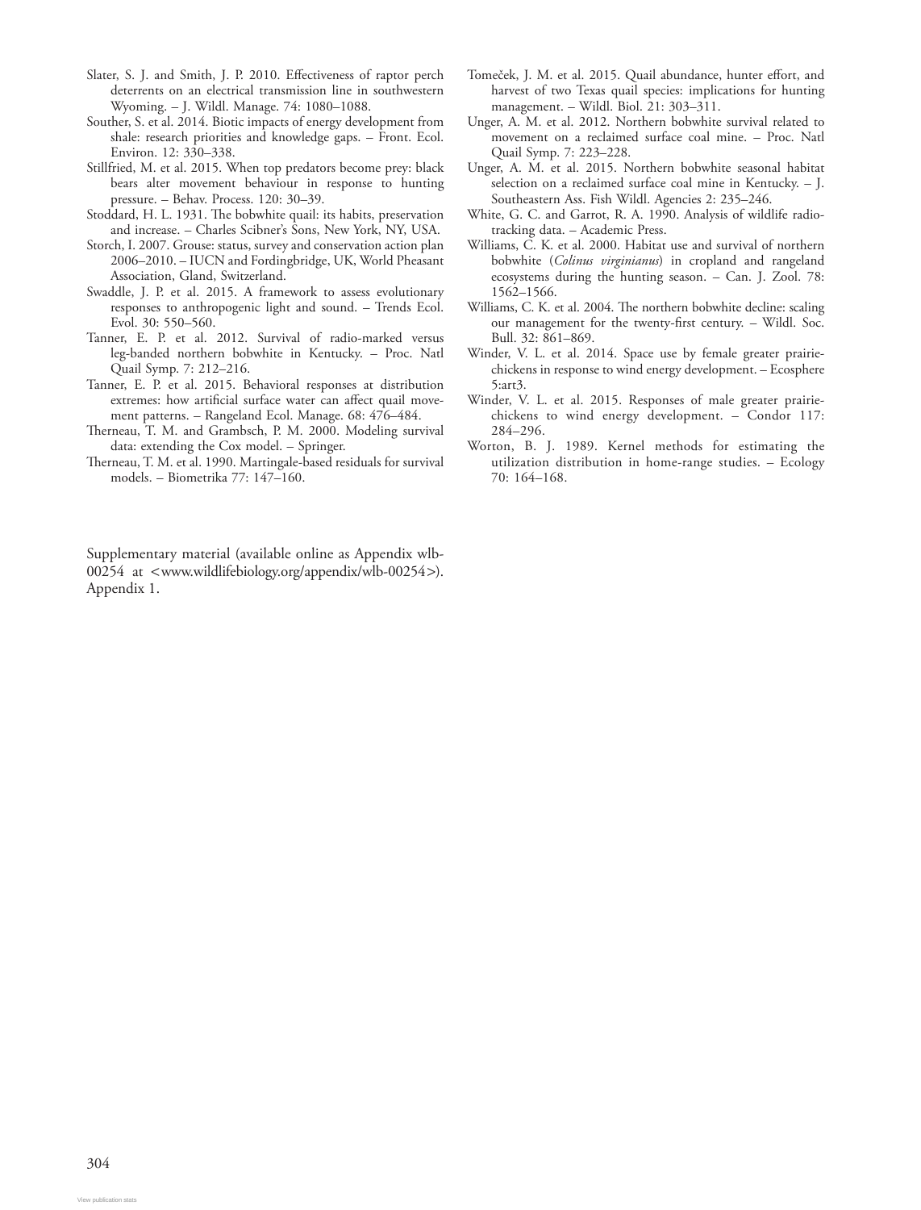Slater, S. J. and Smith, J. P. 2010. Effectiveness of raptor perch deterrents on an electrical transmission line in southwestern Wyoming. – J. Wildl. Manage. 74: 1080–1088.

Souther, S. et al. 2014. Biotic impacts of energy development from shale: research priorities and knowledge gaps. – Front. Ecol. Environ. 12: 330–338.

Stillfried, M. et al. 2015. When top predators become prey: black bears alter movement behaviour in response to hunting pressure. – Behav. Process. 120: 30–39.

Stoddard, H. L. 1931. The bobwhite quail: its habits, preservation and increase. – Charles Scibner's Sons, New York, NY, USA.

Storch, I. 2007. Grouse: status, survey and conservation action plan 2006–2010. – IUCN and Fordingbridge, UK, World Pheasant Association, Gland, Switzerland.

Swaddle, J. P. et al. 2015. A framework to assess evolutionary responses to anthropogenic light and sound. – Trends Ecol. Evol. 30: 550–560.

Tanner, E. P. et al. 2012. Survival of radio-marked versus leg-banded northern bobwhite in Kentucky. – Proc. Natl Quail Symp. 7: 212–216.

Tanner, E. P. et al. 2015. Behavioral responses at distribution extremes: how artificial surface water can affect quail movement patterns. – Rangeland Ecol. Manage. 68: 476–484.

Therneau, T. M. and Grambsch, P. M. 2000. Modeling survival data: extending the Cox model. – Springer.

Therneau, T. M. et al. 1990. Martingale-based residuals for survival models. – Biometrika 77: 147–160.

Tomeček, J. M. et al. 2015. Quail abundance, hunter effort, and harvest of two Texas quail species: implications for hunting management. – Wildl. Biol. 21: 303–311.

Unger, A. M. et al. 2012. Northern bobwhite survival related to movement on a reclaimed surface coal mine. – Proc. Natl Quail Symp. 7: 223–228.

Unger, A. M. et al. 2015. Northern bobwhite seasonal habitat selection on a reclaimed surface coal mine in Kentucky. – J. Southeastern Ass. Fish Wildl. Agencies 2: 235–246.

White, G. C. and Garrot, R. A. 1990. Analysis of wildlife radio-tracking data. – Academic Press.

Williams, C. K. et al. 2000. Habitat use and survival of northern bobwhite (*Colinus virginianus*) in cropland and rangeland ecosystems during the hunting season. – Can. J. Zool. 78: 1562–1566.

Williams, C. K. et al. 2004. The northern bobwhite decline: scaling our management for the twenty-first century. – Wildl. Soc. Bull. 32: 861–869.

Winder, V. L. et al. 2014. Space use by female greater prairie-chickens in response to wind energy development. – Ecosphere 5:art3.

Winder, V. L. et al. 2015. Responses of male greater prairie-chickens to wind energy development. – Condor 117: 284–296.

Worton, B. J. 1989. Kernel methods for estimating the utilization distribution in home-range studies. – Ecology 70: 164–168.

Supplementary material (available online as Appendix wlb-00254 at <www.wildlifebiology.org/appendix/wlb-00254>). Appendix 1.